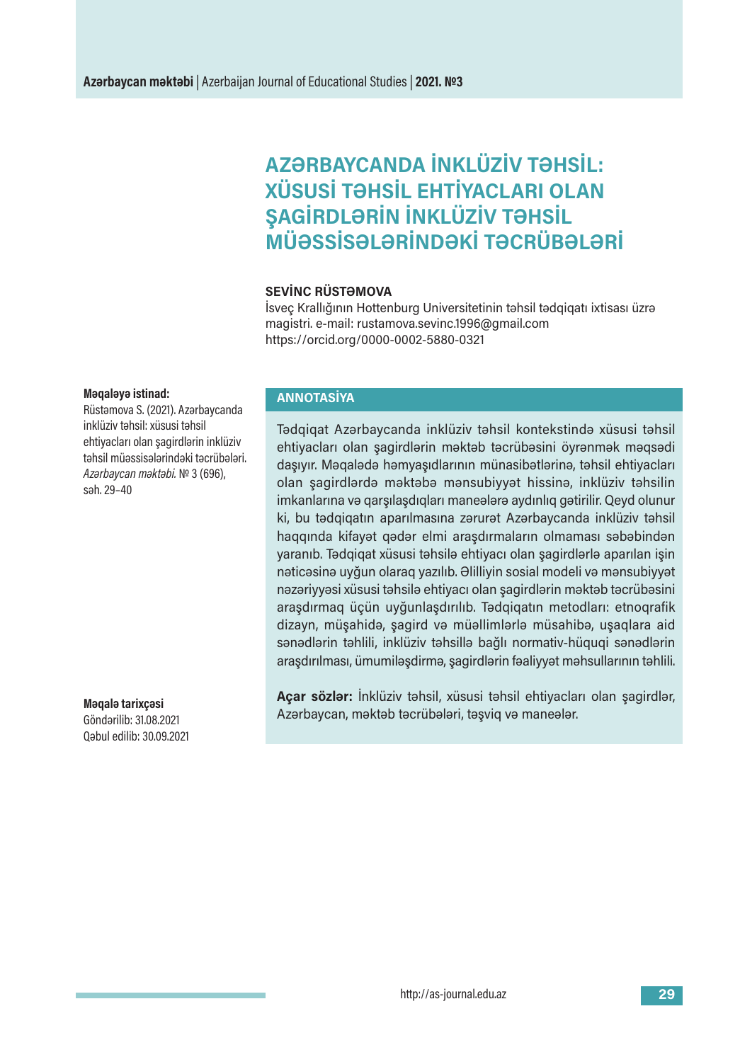# AZƏRBAYCANDA İNKLÜZİV TƏHSİL: XÜSUSİ TƏHSİL EHTİYACLARI OLAN ŞAGİRDLƏRİN İNKLÜZİV TƏHSİL MÜƏSSİSƏLƏRİNDƏKİ TƏCRÜBƏLƏRİ

**SEVİNC RÜSTƏMOVA**

İsveç Krallığının Hottenburg Universitetinin təhsil tədqiqatı ixtisası üzrə magistri. e-mail: rustamova.sevinc.1996@gmail.com
https://orcid.org/0000-0002-5880-0321

**Məqaləyə istinad:**
Rüstəmova S. (2021). Azərbaycanda inklüziv təhsil: xüsusi təhsil ehtiyacları olan şagirdlərin inklüziv təhsil müəssisələrindəki təcrübələri. *Azərbaycan məktəbi.* № 3 (696), səh. 29–40

**Məqalə tarixçəsi**
Göndərilib: 31.08.2021
Qəbul edilib: 30.09.2021

## ANNOTASİYA

Tədqiqat Azərbaycanda inklüziv təhsil kontekstində xüsusi təhsil ehtiyacları olan şagirdlərin məktəb təcrübəsini öyrənmək məqsədi daşıyır. Məqalədə həmyaşıdlarının münasibətlərinə, təhsil ehtiyacları olan şagirdlərdə məktəbə mənsubiyyət hissinə, inklüziv təhsilin imkanlarına və qarşılaşdıqları maneələrə aydınlıq gətirilir. Qeyd olunur ki, bu tədqiqatın aparılmasına zərurət Azərbaycanda inklüziv təhsil haqqında kifayət qədər elmi araşdırmaların olmaması səbəbindən yaranıb. Tədqiqat xüsusi təhsilə ehtiyacı olan şagirdlərlə aparılan işin nəticəsinə uyğun olaraq yazılıb. Əlilliyin sosial modeli və mənsubiyyət nəzəriyyəsi xüsusi təhsilə ehtiyacı olan şagirdlərin məktəb təcrübəsini araşdırmaq üçün uyğunlaşdırılıb. Tədqiqatın metodları: etnoqrafik dizayn, müşahidə, şagird və müəllimlərlə müsahibə, uşaqlara aid sənədlərin təhlili, inklüziv təhsillə bağlı normativ-hüquqi sənədlərin araşdırılması, ümumiləşdirmə, şagirdlərin fəaliyyət məhsullarının təhlili.

**Açar sözlər:** İnklüziv təhsil, xüsusi təhsil ehtiyacları olan şagirdlər, Azərbaycan, məktəb təcrübələri, təşviq və maneələr.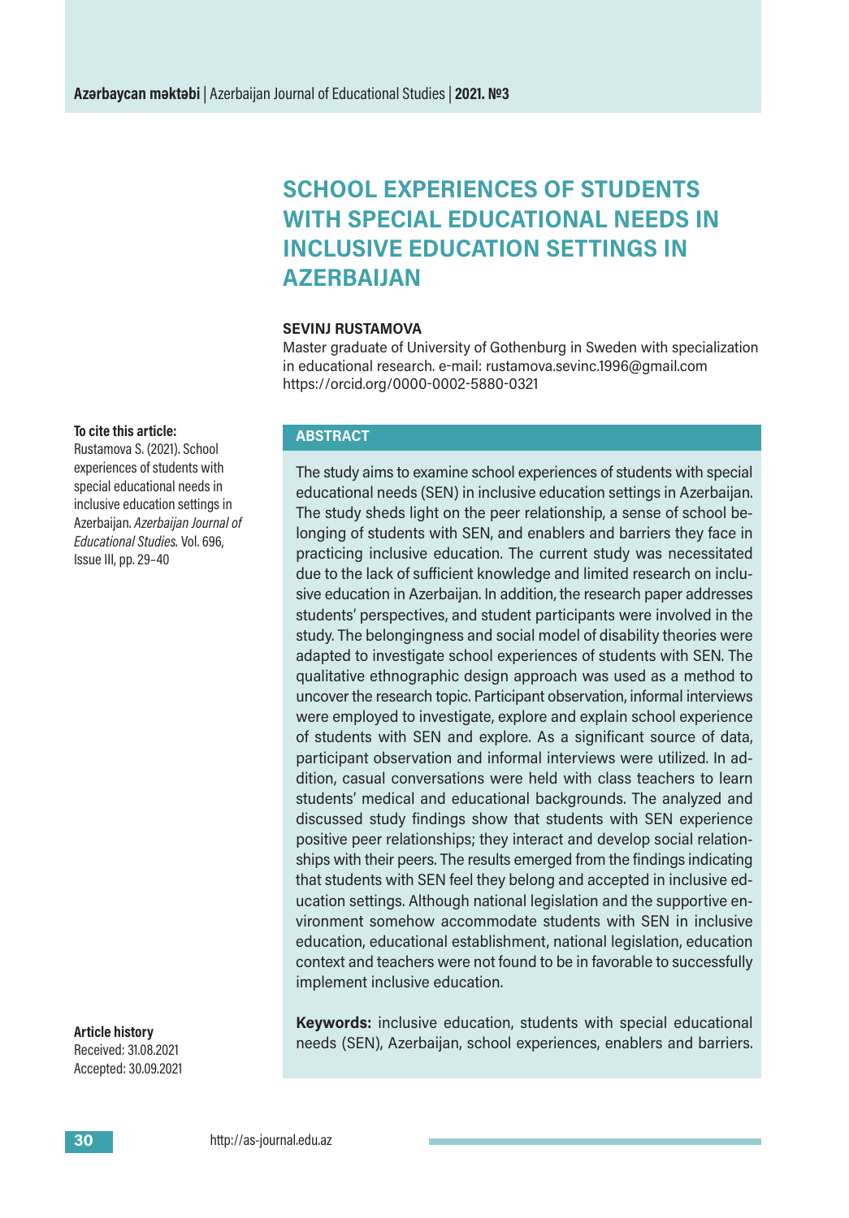# SCHOOL EXPERIENCES OF STUDENTS WITH SPECIAL EDUCATIONAL NEEDS IN INCLUSIVE EDUCATION SETTINGS IN AZERBAIJAN

**SEVINJ RUSTAMOVA**

Master graduate of University of Gothenburg in Sweden with specialization in educational research. e-mail: rustamova.sevinc.1996@gmail.com
https://orcid.org/0000-0002-5880-0321

**To cite this article:**
Rustamova S. (2021). School experiences of students with special educational needs in inclusive education settings in Azerbaijan. *Azerbaijan Journal of Educational Studies.* Vol. 696, Issue III, pp. 29–40

**Article history**
Received: 31.08.2021
Accepted: 30.09.2021

## ABSTRACT

The study aims to examine school experiences of students with special educational needs (SEN) in inclusive education settings in Azerbaijan. The study sheds light on the peer relationship, a sense of school belonging of students with SEN, and enablers and barriers they face in practicing inclusive education. The current study was necessitated due to the lack of sufficient knowledge and limited research on inclusive education in Azerbaijan. In addition, the research paper addresses students' perspectives, and student participants were involved in the study. The belongingness and social model of disability theories were adapted to investigate school experiences of students with SEN. The qualitative ethnographic design approach was used as a method to uncover the research topic. Participant observation, informal interviews were employed to investigate, explore and explain school experience of students with SEN and explore. As a significant source of data, participant observation and informal interviews were utilized. In addition, casual conversations were held with class teachers to learn students' medical and educational backgrounds. The analyzed and discussed study findings show that students with SEN experience positive peer relationships; they interact and develop social relationships with their peers. The results emerged from the findings indicating that students with SEN feel they belong and accepted in inclusive education settings. Although national legislation and the supportive environment somehow accommodate students with SEN in inclusive education, educational establishment, national legislation, education context and teachers were not found to be in favorable to successfully implement inclusive education.

**Keywords:** inclusive education, students with special educational needs (SEN), Azerbaijan, school experiences, enablers and barriers.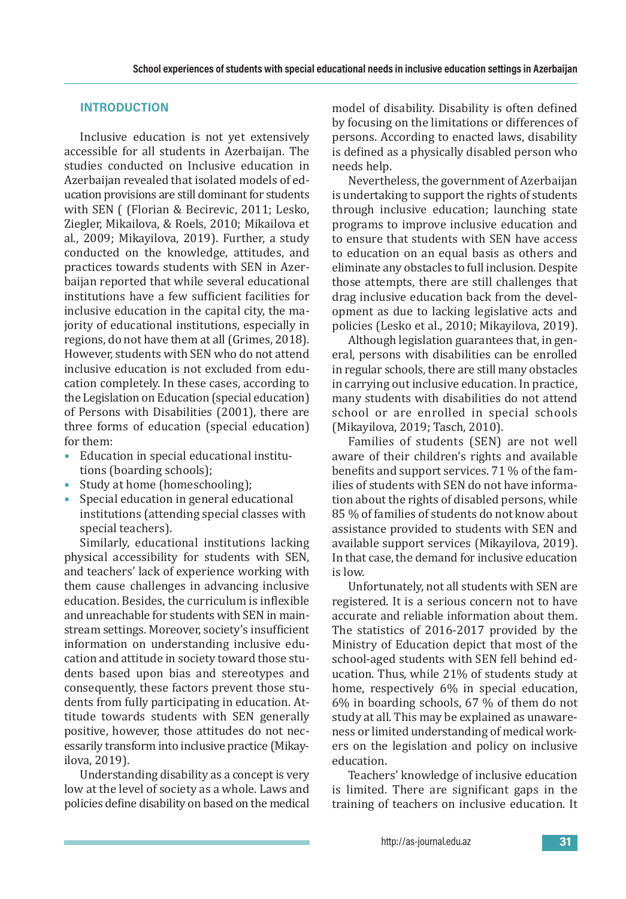## INTRODUCTION

Inclusive education is not yet extensively accessible for all students in Azerbaijan. The studies conducted on Inclusive education in Azerbaijan revealed that isolated models of education provisions are still dominant for students with SEN ( (Florian & Becirevic, 2011; Lesko, Ziegler, Mikailova, & Roels, 2010; Mikailova et al., 2009; Mikayilova, 2019). Further, a study conducted on the knowledge, attitudes, and practices towards students with SEN in Azerbaijan reported that while several educational institutions have a few sufficient facilities for inclusive education in the capital city, the majority of educational institutions, especially in regions, do not have them at all (Grimes, 2018). However, students with SEN who do not attend inclusive education is not excluded from education completely. In these cases, according to the Legislation on Education (special education) of Persons with Disabilities (2001), there are three forms of education (special education) for them:

- Education in special educational institutions (boarding schools);
- Study at home (homeschooling);
- Special education in general educational institutions (attending special classes with special teachers).

Similarly, educational institutions lacking physical accessibility for students with SEN, and teachers' lack of experience working with them cause challenges in advancing inclusive education. Besides, the curriculum is inflexible and unreachable for students with SEN in mainstream settings. Moreover, society's insufficient information on understanding inclusive education and attitude in society toward those students based upon bias and stereotypes and consequently, these factors prevent those students from fully participating in education. Attitude towards students with SEN generally positive, however, those attitudes do not necessarily transform into inclusive practice (Mikayilova, 2019).

Understanding disability as a concept is very low at the level of society as a whole. Laws and policies define disability on based on the medical model of disability. Disability is often defined by focusing on the limitations or differences of persons. According to enacted laws, disability is defined as a physically disabled person who needs help.

Nevertheless, the government of Azerbaijan is undertaking to support the rights of students through inclusive education; launching state programs to improve inclusive education and to ensure that students with SEN have access to education on an equal basis as others and eliminate any obstacles to full inclusion. Despite those attempts, there are still challenges that drag inclusive education back from the development as due to lacking legislative acts and policies (Lesko et al., 2010; Mikayilova, 2019).

Although legislation guarantees that, in general, persons with disabilities can be enrolled in regular schools, there are still many obstacles in carrying out inclusive education. In practice, many students with disabilities do not attend school or are enrolled in special schools (Mikayilova, 2019; Tasch, 2010).

Families of students (SEN) are not well aware of their children's rights and available benefits and support services. 71 % of the families of students with SEN do not have information about the rights of disabled persons, while 85 % of families of students do not know about assistance provided to students with SEN and available support services (Mikayilova, 2019). In that case, the demand for inclusive education is low.

Unfortunately, not all students with SEN are registered. It is a serious concern not to have accurate and reliable information about them. The statistics of 2016-2017 provided by the Ministry of Education depict that most of the school-aged students with SEN fell behind education. Thus, while 21% of students study at home, respectively 6% in special education, 6% in boarding schools, 67 % of them do not study at all. This may be explained as unawareness or limited understanding of medical workers on the legislation and policy on inclusive education.

Teachers' knowledge of inclusive education is limited. There are significant gaps in the training of teachers on inclusive education. It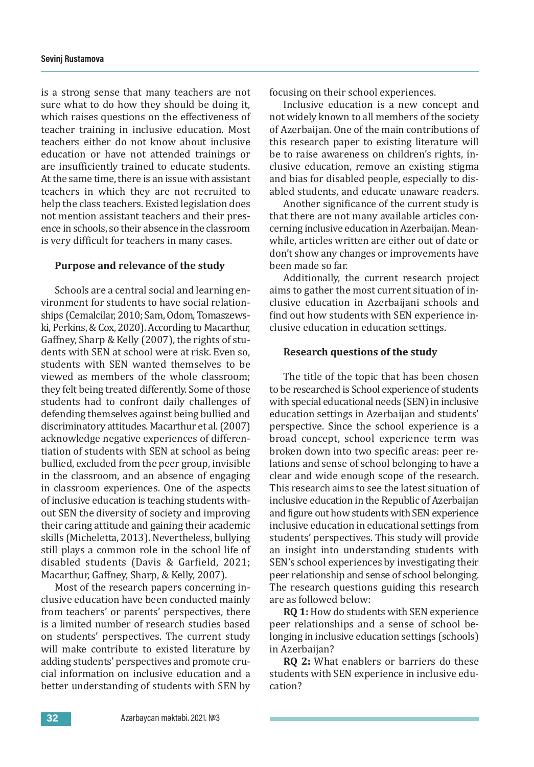is a strong sense that many teachers are not sure what to do how they should be doing it, which raises questions on the effectiveness of teacher training in inclusive education. Most teachers either do not know about inclusive education or have not attended trainings or are insufficiently trained to educate students. At the same time, there is an issue with assistant teachers in which they are not recruited to help the class teachers. Existed legislation does not mention assistant teachers and their presence in schools, so their absence in the classroom is very difficult for teachers in many cases.

### Purpose and relevance of the study

Schools are a central social and learning environment for students to have social relationships (Cemalcilar, 2010; Sam, Odom, Tomaszewski, Perkins, & Cox, 2020). According to Macarthur, Gaffney, Sharp & Kelly (2007), the rights of students with SEN at school were at risk. Even so, students with SEN wanted themselves to be viewed as members of the whole classroom; they felt being treated differently. Some of those students had to confront daily challenges of defending themselves against being bullied and discriminatory attitudes. Macarthur et al. (2007) acknowledge negative experiences of differentiation of students with SEN at school as being bullied, excluded from the peer group, invisible in the classroom, and an absence of engaging in classroom experiences. One of the aspects of inclusive education is teaching students without SEN the diversity of society and improving their caring attitude and gaining their academic skills (Micheletta, 2013). Nevertheless, bullying still plays a common role in the school life of disabled students (Davis & Garfield, 2021; Macarthur, Gaffney, Sharp, & Kelly, 2007).

Most of the research papers concerning inclusive education have been conducted mainly from teachers' or parents' perspectives, there is a limited number of research studies based on students' perspectives. The current study will make contribute to existed literature by adding students' perspectives and promote crucial information on inclusive education and a better understanding of students with SEN by focusing on their school experiences.

Inclusive education is a new concept and not widely known to all members of the society of Azerbaijan. One of the main contributions of this research paper to existing literature will be to raise awareness on children's rights, inclusive education, remove an existing stigma and bias for disabled people, especially to disabled students, and educate unaware readers.

Another significance of the current study is that there are not many available articles concerning inclusive education in Azerbaijan. Meanwhile, articles written are either out of date or don't show any changes or improvements have been made so far.

Additionally, the current research project aims to gather the most current situation of inclusive education in Azerbaijani schools and find out how students with SEN experience inclusive education in education settings.

### Research questions of the study

The title of the topic that has been chosen to be researched is School experience of students with special educational needs (SEN) in inclusive education settings in Azerbaijan and students' perspective. Since the school experience is a broad concept, school experience term was broken down into two specific areas: peer relations and sense of school belonging to have a clear and wide enough scope of the research. This research aims to see the latest situation of inclusive education in the Republic of Azerbaijan and figure out how students with SEN experience inclusive education in educational settings from students' perspectives. This study will provide an insight into understanding students with SEN's school experiences by investigating their peer relationship and sense of school belonging. The research questions guiding this research are as followed below:

**RQ 1:** How do students with SEN experience peer relationships and a sense of school belonging in inclusive education settings (schools) in Azerbaijan?

**RQ 2:** What enablers or barriers do these students with SEN experience in inclusive education?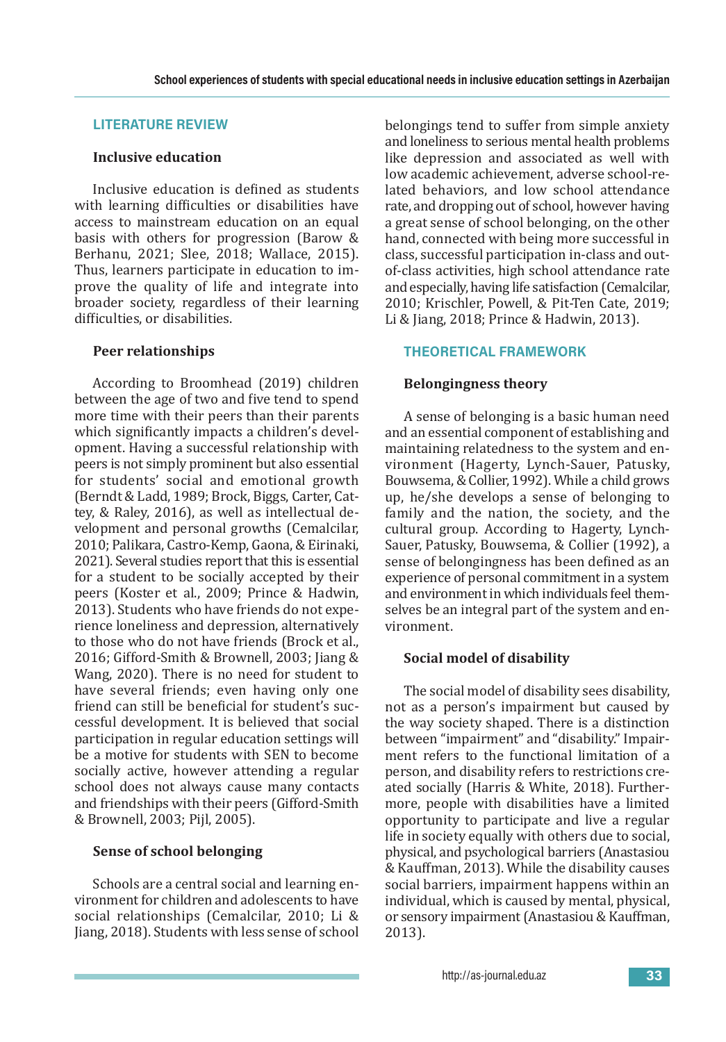## LITERATURE REVIEW

### Inclusive education

Inclusive education is defined as students with learning difficulties or disabilities have access to mainstream education on an equal basis with others for progression (Barow & Berhanu, 2021; Slee, 2018; Wallace, 2015). Thus, learners participate in education to improve the quality of life and integrate into broader society, regardless of their learning difficulties, or disabilities.

### Peer relationships

According to Broomhead (2019) children between the age of two and five tend to spend more time with their peers than their parents which significantly impacts a children's development. Having a successful relationship with peers is not simply prominent but also essential for students' social and emotional growth (Berndt & Ladd, 1989; Brock, Biggs, Carter, Cattey, & Raley, 2016), as well as intellectual development and personal growths (Cemalcilar, 2010; Palikara, Castro-Kemp, Gaona, & Eirinaki, 2021). Several studies report that this is essential for a student to be socially accepted by their peers (Koster et al., 2009; Prince & Hadwin, 2013). Students who have friends do not experience loneliness and depression, alternatively to those who do not have friends (Brock et al., 2016; Gifford-Smith & Brownell, 2003; Jiang & Wang, 2020). There is no need for student to have several friends; even having only one friend can still be beneficial for student's successful development. It is believed that social participation in regular education settings will be a motive for students with SEN to become socially active, however attending a regular school does not always cause many contacts and friendships with their peers (Gifford-Smith & Brownell, 2003; Pijl, 2005).

### Sense of school belonging

Schools are a central social and learning environment for children and adolescents to have social relationships (Cemalcilar, 2010; Li & Jiang, 2018). Students with less sense of school belongings tend to suffer from simple anxiety and loneliness to serious mental health problems like depression and associated as well with low academic achievement, adverse school-related behaviors, and low school attendance rate, and dropping out of school, however having a great sense of school belonging, on the other hand, connected with being more successful in class, successful participation in-class and out-of-class activities, high school attendance rate and especially, having life satisfaction (Cemalcilar, 2010; Krischler, Powell, & Pit-Ten Cate, 2019; Li & Jiang, 2018; Prince & Hadwin, 2013).

## THEORETICAL FRAMEWORK

### Belongingness theory

A sense of belonging is a basic human need and an essential component of establishing and maintaining relatedness to the system and environment (Hagerty, Lynch-Sauer, Patusky, Bouwsema, & Collier, 1992). While a child grows up, he/she develops a sense of belonging to family and the nation, the society, and the cultural group. According to Hagerty, Lynch-Sauer, Patusky, Bouwsema, & Collier (1992), a sense of belongingness has been defined as an experience of personal commitment in a system and environment in which individuals feel themselves be an integral part of the system and environment.

### Social model of disability

The social model of disability sees disability, not as a person's impairment but caused by the way society shaped. There is a distinction between "impairment" and "disability." Impairment refers to the functional limitation of a person, and disability refers to restrictions created socially (Harris & White, 2018). Furthermore, people with disabilities have a limited opportunity to participate and live a regular life in society equally with others due to social, physical, and psychological barriers (Anastasiou & Kauffman, 2013). While the disability causes social barriers, impairment happens within an individual, which is caused by mental, physical, or sensory impairment (Anastasiou & Kauffman, 2013).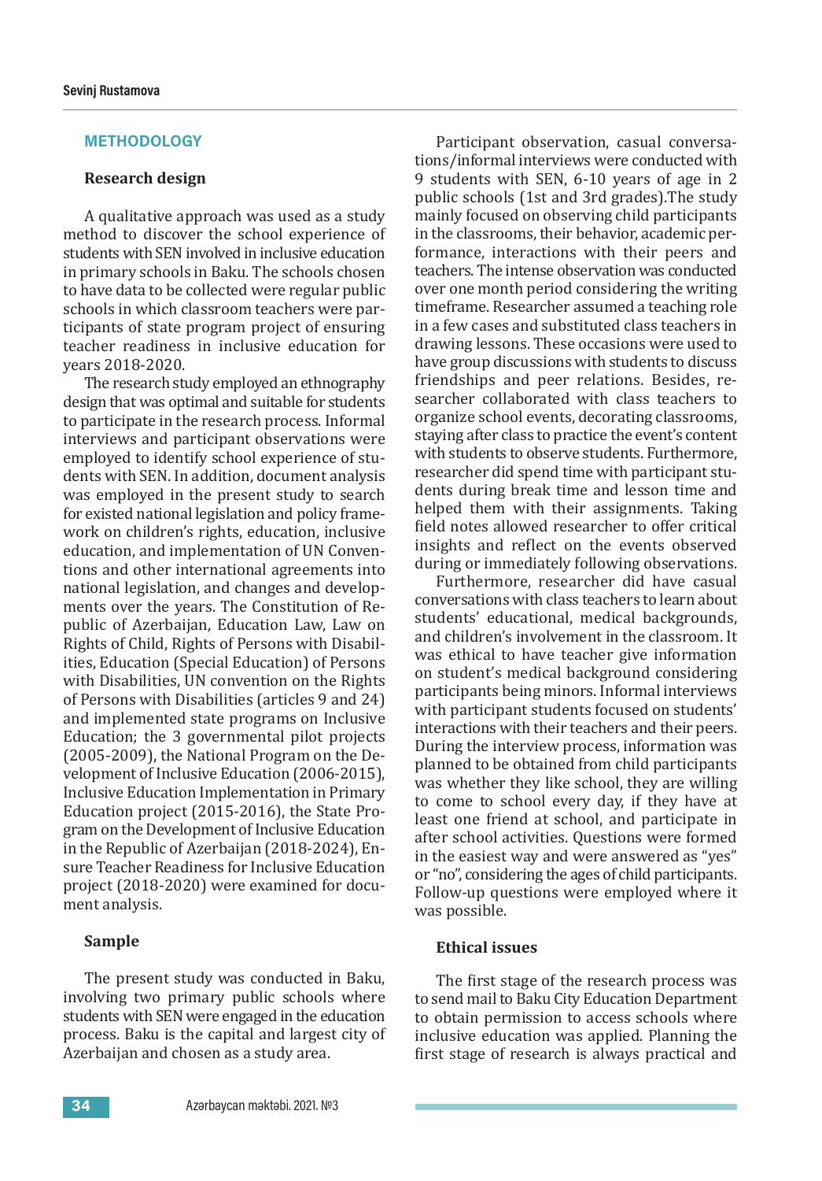## METHODOLOGY

### Research design

A qualitative approach was used as a study method to discover the school experience of students with SEN involved in inclusive education in primary schools in Baku. The schools chosen to have data to be collected were regular public schools in which classroom teachers were participants of state program project of ensuring teacher readiness in inclusive education for years 2018-2020.

The research study employed an ethnography design that was optimal and suitable for students to participate in the research process. Informal interviews and participant observations were employed to identify school experience of students with SEN. In addition, document analysis was employed in the present study to search for existed national legislation and policy framework on children's rights, education, inclusive education, and implementation of UN Conventions and other international agreements into national legislation, and changes and developments over the years. The Constitution of Republic of Azerbaijan, Education Law, Law on Rights of Child, Rights of Persons with Disabilities, Education (Special Education) of Persons with Disabilities, UN convention on the Rights of Persons with Disabilities (articles 9 and 24) and implemented state programs on Inclusive Education; the 3 governmental pilot projects (2005-2009), the National Program on the Development of Inclusive Education (2006-2015), Inclusive Education Implementation in Primary Education project (2015-2016), the State Program on the Development of Inclusive Education in the Republic of Azerbaijan (2018-2024), Ensure Teacher Readiness for Inclusive Education project (2018-2020) were examined for document analysis.

### Sample

The present study was conducted in Baku, involving two primary public schools where students with SEN were engaged in the education process. Baku is the capital and largest city of Azerbaijan and chosen as a study area.

Participant observation, casual conversations/informal interviews were conducted with 9 students with SEN, 6-10 years of age in 2 public schools (1st and 3rd grades).The study mainly focused on observing child participants in the classrooms, their behavior, academic performance, interactions with their peers and teachers. The intense observation was conducted over one month period considering the writing timeframe. Researcher assumed a teaching role in a few cases and substituted class teachers in drawing lessons. These occasions were used to have group discussions with students to discuss friendships and peer relations. Besides, researcher collaborated with class teachers to organize school events, decorating classrooms, staying after class to practice the event's content with students to observe students. Furthermore, researcher did spend time with participant students during break time and lesson time and helped them with their assignments. Taking field notes allowed researcher to offer critical insights and reflect on the events observed during or immediately following observations.

Furthermore, researcher did have casual conversations with class teachers to learn about students' educational, medical backgrounds, and children's involvement in the classroom. It was ethical to have teacher give information on student's medical background considering participants being minors. Informal interviews with participant students focused on students' interactions with their teachers and their peers. During the interview process, information was planned to be obtained from child participants was whether they like school, they are willing to come to school every day, if they have at least one friend at school, and participate in after school activities. Questions were formed in the easiest way and were answered as "yes" or "no", considering the ages of child participants. Follow-up questions were employed where it was possible.

### Ethical issues

The first stage of the research process was to send mail to Baku City Education Department to obtain permission to access schools where inclusive education was applied. Planning the first stage of research is always practical and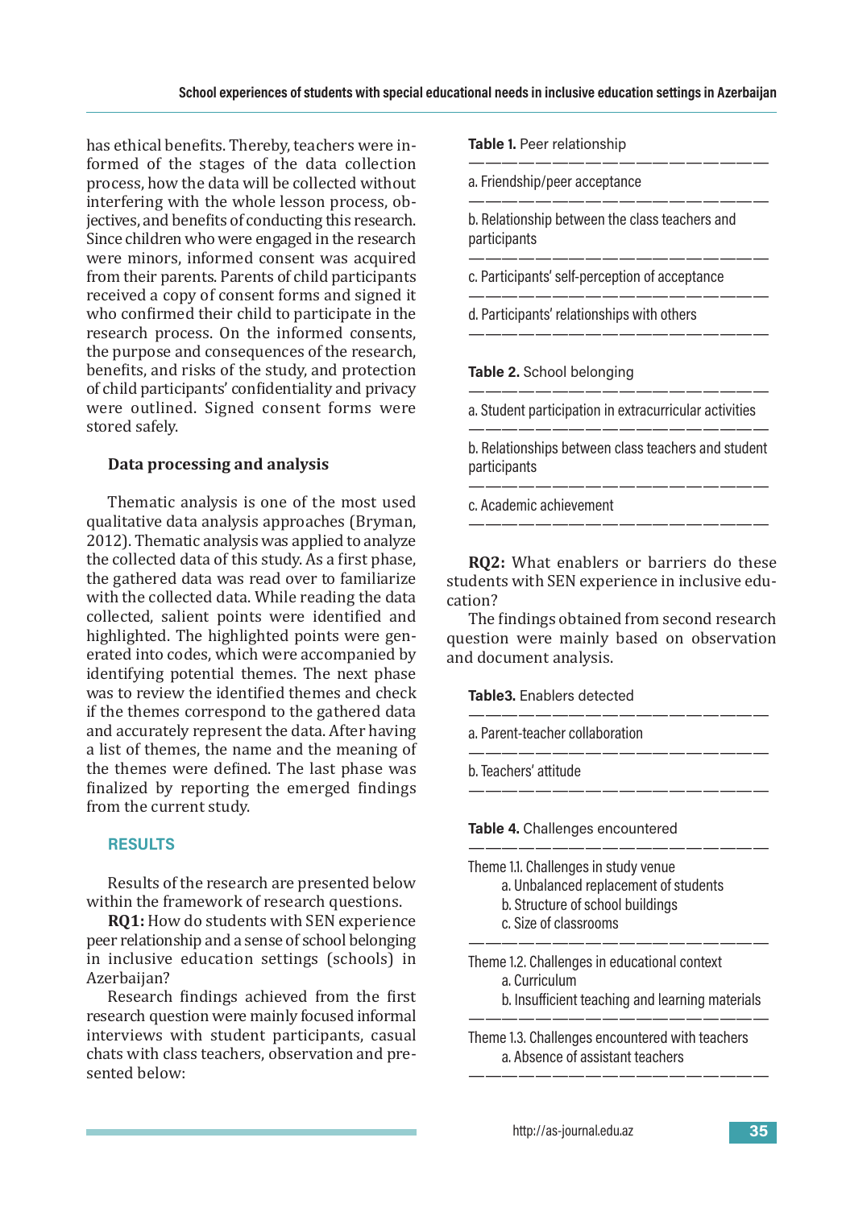has ethical benefits. Thereby, teachers were informed of the stages of the data collection process, how the data will be collected without interfering with the whole lesson process, objectives, and benefits of conducting this research. Since children who were engaged in the research were minors, informed consent was acquired from their parents. Parents of child participants received a copy of consent forms and signed it who confirmed their child to participate in the research process. On the informed consents, the purpose and consequences of the research, benefits, and risks of the study, and protection of child participants' confidentiality and privacy were outlined. Signed consent forms were stored safely.

### Data processing and analysis

Thematic analysis is one of the most used qualitative data analysis approaches (Bryman, 2012). Thematic analysis was applied to analyze the collected data of this study. As a first phase, the gathered data was read over to familiarize with the collected data. While reading the data collected, salient points were identified and highlighted. The highlighted points were generated into codes, which were accompanied by identifying potential themes. The next phase was to review the identified themes and check if the themes correspond to the gathered data and accurately represent the data. After having a list of themes, the name and the meaning of the themes were defined. The last phase was finalized by reporting the emerged findings from the current study.

## RESULTS

Results of the research are presented below within the framework of research questions.

**RQ1:** How do students with SEN experience peer relationship and a sense of school belonging in inclusive education settings (schools) in Azerbaijan?

Research findings achieved from the first research question were mainly focused informal interviews with student participants, casual chats with class teachers, observation and presented below:

**Table 1.** Peer relationship

| |
|---|
| a. Friendship/peer acceptance |
| b. Relationship between the class teachers and participants |
| c. Participants' self-perception of acceptance |
| d. Participants' relationships with others |

**Table 2.** School belonging

| |
|---|
| a. Student participation in extracurricular activities |
| b. Relationships between class teachers and student participants |
| c. Academic achievement |

**RQ2:** What enablers or barriers do these students with SEN experience in inclusive education?

The findings obtained from second research question were mainly based on observation and document analysis.

**Table3.** Enablers detected

| |
|---|
| a. Parent-teacher collaboration |
| b. Teachers' attitude |

**Table 4.** Challenges encountered

| |
|---|
| Theme 1.1. Challenges in study venue<br>a. Unbalanced replacement of students<br>b. Structure of school buildings<br>c. Size of classrooms |
| Theme 1.2. Challenges in educational context<br>a. Curriculum<br>b. Insufficient teaching and learning materials |
| Theme 1.3. Challenges encountered with teachers<br>a. Absence of assistant teachers |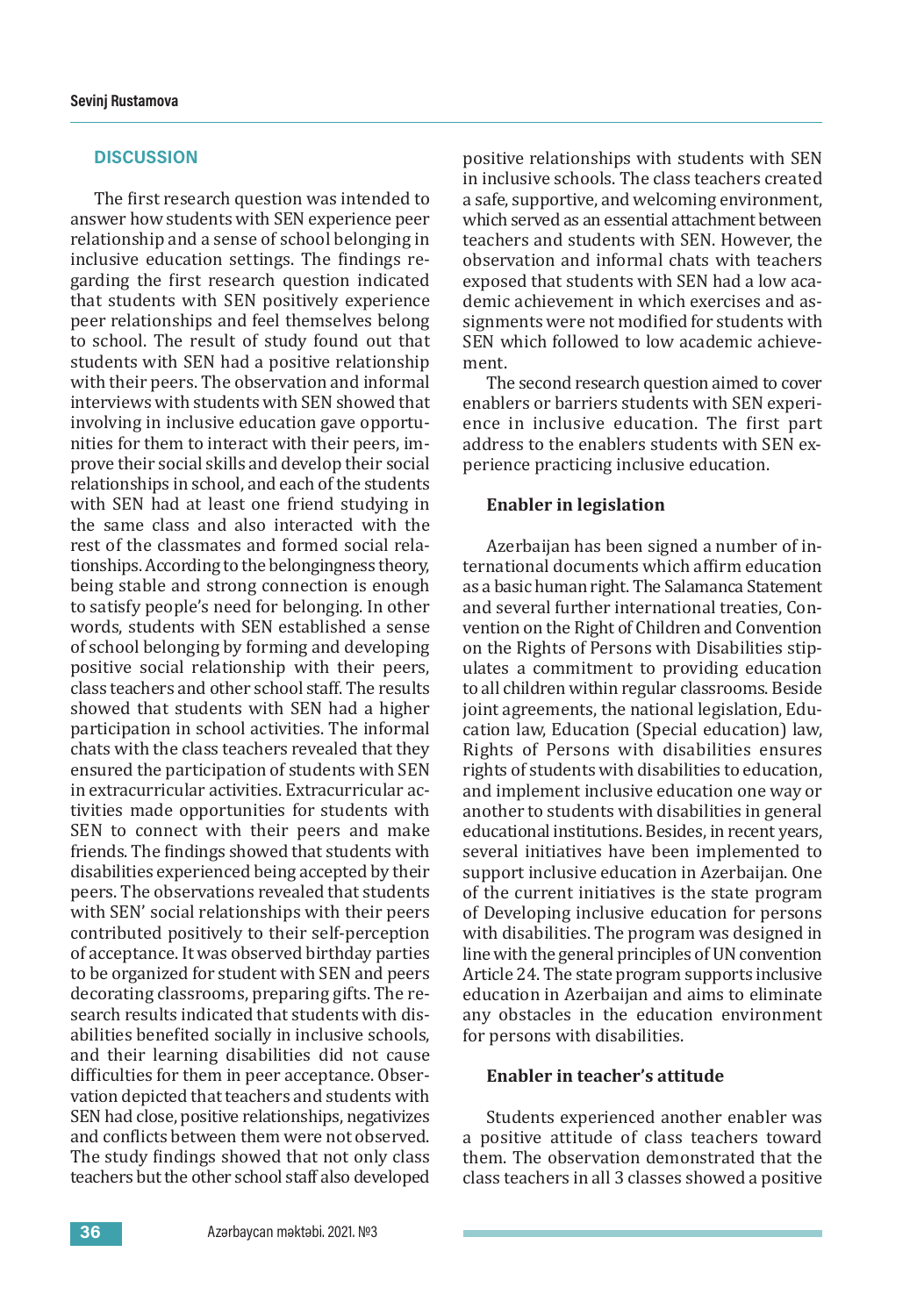## DISCUSSION

The first research question was intended to answer how students with SEN experience peer relationship and a sense of school belonging in inclusive education settings. The findings regarding the first research question indicated that students with SEN positively experience peer relationships and feel themselves belong to school. The result of study found out that students with SEN had a positive relationship with their peers. The observation and informal interviews with students with SEN showed that involving in inclusive education gave opportunities for them to interact with their peers, improve their social skills and develop their social relationships in school, and each of the students with SEN had at least one friend studying in the same class and also interacted with the rest of the classmates and formed social relationships. According to the belongingness theory, being stable and strong connection is enough to satisfy people's need for belonging. In other words, students with SEN established a sense of school belonging by forming and developing positive social relationship with their peers, class teachers and other school staff. The results showed that students with SEN had a higher participation in school activities. The informal chats with the class teachers revealed that they ensured the participation of students with SEN in extracurricular activities. Extracurricular activities made opportunities for students with SEN to connect with their peers and make friends. The findings showed that students with disabilities experienced being accepted by their peers. The observations revealed that students with SEN' social relationships with their peers contributed positively to their self-perception of acceptance. It was observed birthday parties to be organized for student with SEN and peers decorating classrooms, preparing gifts. The research results indicated that students with disabilities benefited socially in inclusive schools, and their learning disabilities did not cause difficulties for them in peer acceptance. Observation depicted that teachers and students with SEN had close, positive relationships, negativizes and conflicts between them were not observed. The study findings showed that not only class teachers but the other school staff also developed positive relationships with students with SEN in inclusive schools. The class teachers created a safe, supportive, and welcoming environment, which served as an essential attachment between teachers and students with SEN. However, the observation and informal chats with teachers exposed that students with SEN had a low academic achievement in which exercises and assignments were not modified for students with SEN which followed to low academic achievement.

The second research question aimed to cover enablers or barriers students with SEN experience in inclusive education. The first part address to the enablers students with SEN experience practicing inclusive education.

### Enabler in legislation

Azerbaijan has been signed a number of international documents which affirm education as a basic human right. The Salamanca Statement and several further international treaties, Convention on the Right of Children and Convention on the Rights of Persons with Disabilities stipulates a commitment to providing education to all children within regular classrooms. Beside joint agreements, the national legislation, Education law, Education (Special education) law, Rights of Persons with disabilities ensures rights of students with disabilities to education, and implement inclusive education one way or another to students with disabilities in general educational institutions. Besides, in recent years, several initiatives have been implemented to support inclusive education in Azerbaijan. One of the current initiatives is the state program of Developing inclusive education for persons with disabilities. The program was designed in line with the general principles of UN convention Article 24. The state program supports inclusive education in Azerbaijan and aims to eliminate any obstacles in the education environment for persons with disabilities.

### Enabler in teacher's attitude

Students experienced another enabler was a positive attitude of class teachers toward them. The observation demonstrated that the class teachers in all 3 classes showed a positive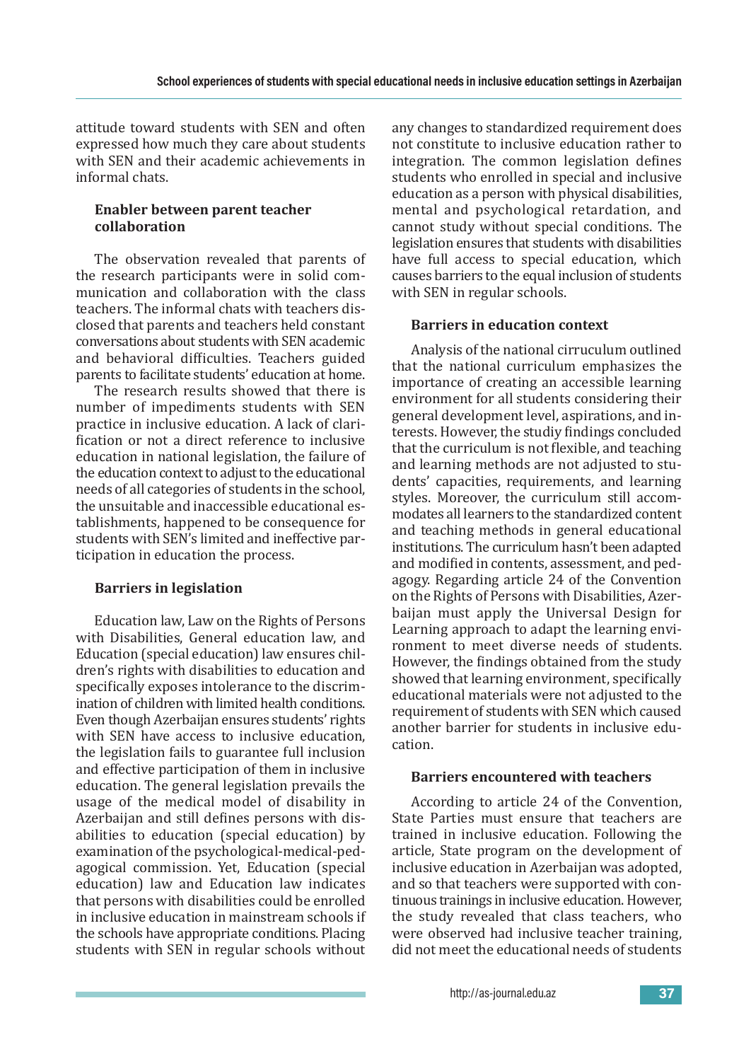attitude toward students with SEN and often expressed how much they care about students with SEN and their academic achievements in informal chats.

### Enabler between parent teacher collaboration

The observation revealed that parents of the research participants were in solid communication and collaboration with the class teachers. The informal chats with teachers disclosed that parents and teachers held constant conversations about students with SEN academic and behavioral difficulties. Teachers guided parents to facilitate students' education at home.

The research results showed that there is number of impediments students with SEN practice in inclusive education. A lack of clarification or not a direct reference to inclusive education in national legislation, the failure of the education context to adjust to the educational needs of all categories of students in the school, the unsuitable and inaccessible educational establishments, happened to be consequence for students with SEN's limited and ineffective participation in education the process.

### Barriers in legislation

Education law, Law on the Rights of Persons with Disabilities, General education law, and Education (special education) law ensures children's rights with disabilities to education and specifically exposes intolerance to the discrimination of children with limited health conditions. Even though Azerbaijan ensures students' rights with SEN have access to inclusive education, the legislation fails to guarantee full inclusion and effective participation of them in inclusive education. The general legislation prevails the usage of the medical model of disability in Azerbaijan and still defines persons with disabilities to education (special education) by examination of the psychological-medical-pedagogical commission. Yet, Education (special education) law and Education law indicates that persons with disabilities could be enrolled in inclusive education in mainstream schools if the schools have appropriate conditions. Placing students with SEN in regular schools without any changes to standardized requirement does not constitute to inclusive education rather to integration. The common legislation defines students who enrolled in special and inclusive education as a person with physical disabilities, mental and psychological retardation, and cannot study without special conditions. The legislation ensures that students with disabilities have full access to special education, which causes barriers to the equal inclusion of students with SEN in regular schools.

### Barriers in education context

Analysis of the national cirruculum outlined that the national curriculum emphasizes the importance of creating an accessible learning environment for all students considering their general development level, aspirations, and interests. However, the study findings concluded that the curriculum is not flexible, and teaching and learning methods are not adjusted to students' capacities, requirements, and learning styles. Moreover, the curriculum still accommodates all learners to the standardized content and teaching methods in general educational institutions. The curriculum hasn't been adapted and modified in contents, assessment, and pedagogy. Regarding article 24 of the Convention on the Rights of Persons with Disabilities, Azerbaijan must apply the Universal Design for Learning approach to adapt the learning environment to meet diverse needs of students. However, the findings obtained from the study showed that learning environment, specifically educational materials were not adjusted to the requirement of students with SEN which caused another barrier for students in inclusive education.

### Barriers encountered with teachers

According to article 24 of the Convention, State Parties must ensure that teachers are trained in inclusive education. Following the article, State program on the development of inclusive education in Azerbaijan was adopted, and so that teachers were supported with continuous trainings in inclusive education. However, the study revealed that class teachers, who were observed had inclusive teacher training, did not meet the educational needs of students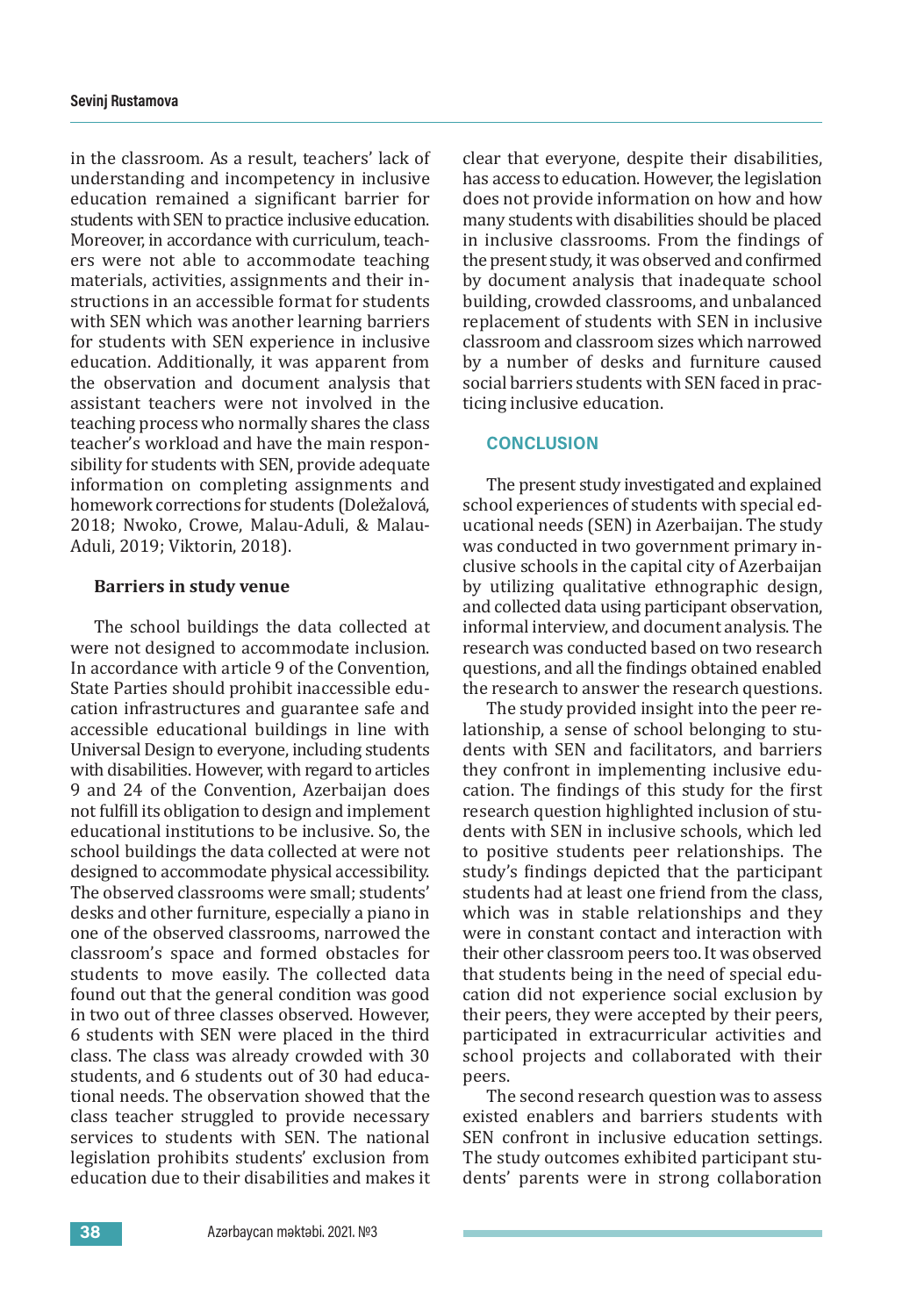in the classroom. As a result, teachers' lack of understanding and incompetency in inclusive education remained a significant barrier for students with SEN to practice inclusive education. Moreover, in accordance with curriculum, teachers were not able to accommodate teaching materials, activities, assignments and their instructions in an accessible format for students with SEN which was another learning barriers for students with SEN experience in inclusive education. Additionally, it was apparent from the observation and document analysis that assistant teachers were not involved in the teaching process who normally shares the class teacher's workload and have the main responsibility for students with SEN, provide adequate information on completing assignments and homework corrections for students (Doležalová, 2018; Nwoko, Crowe, Malau-Aduli, & Malau-Aduli, 2019; Viktorin, 2018).

**Barriers in study venue**

The school buildings the data collected at were not designed to accommodate inclusion. In accordance with article 9 of the Convention, State Parties should prohibit inaccessible education infrastructures and guarantee safe and accessible educational buildings in line with Universal Design to everyone, including students with disabilities. However, with regard to articles 9 and 24 of the Convention, Azerbaijan does not fulfill its obligation to design and implement educational institutions to be inclusive. So, the school buildings the data collected at were not designed to accommodate physical accessibility. The observed classrooms were small; students' desks and other furniture, especially a piano in one of the observed classrooms, narrowed the classroom's space and formed obstacles for students to move easily. The collected data found out that the general condition was good in two out of three classes observed. However, 6 students with SEN were placed in the third class. The class was already crowded with 30 students, and 6 students out of 30 had educational needs. The observation showed that the class teacher struggled to provide necessary services to students with SEN. The national legislation prohibits students' exclusion from education due to their disabilities and makes it clear that everyone, despite their disabilities, has access to education. However, the legislation does not provide information on how and how many students with disabilities should be placed in inclusive classrooms. From the findings of the present study, it was observed and confirmed by document analysis that inadequate school building, crowded classrooms, and unbalanced replacement of students with SEN in inclusive classroom and classroom sizes which narrowed by a number of desks and furniture caused social barriers students with SEN faced in practicing inclusive education.

## CONCLUSION

The present study investigated and explained school experiences of students with special educational needs (SEN) in Azerbaijan. The study was conducted in two government primary inclusive schools in the capital city of Azerbaijan by utilizing qualitative ethnographic design, and collected data using participant observation, informal interview, and document analysis. The research was conducted based on two research questions, and all the findings obtained enabled the research to answer the research questions.

The study provided insight into the peer relationship, a sense of school belonging to students with SEN and facilitators, and barriers they confront in implementing inclusive education. The findings of this study for the first research question highlighted inclusion of students with SEN in inclusive schools, which led to positive students peer relationships. The study's findings depicted that the participant students had at least one friend from the class, which was in stable relationships and they were in constant contact and interaction with their other classroom peers too. It was observed that students being in the need of special education did not experience social exclusion by their peers, they were accepted by their peers, participated in extracurricular activities and school projects and collaborated with their peers.

The second research question was to assess existed enablers and barriers students with SEN confront in inclusive education settings. The study outcomes exhibited participant students' parents were in strong collaboration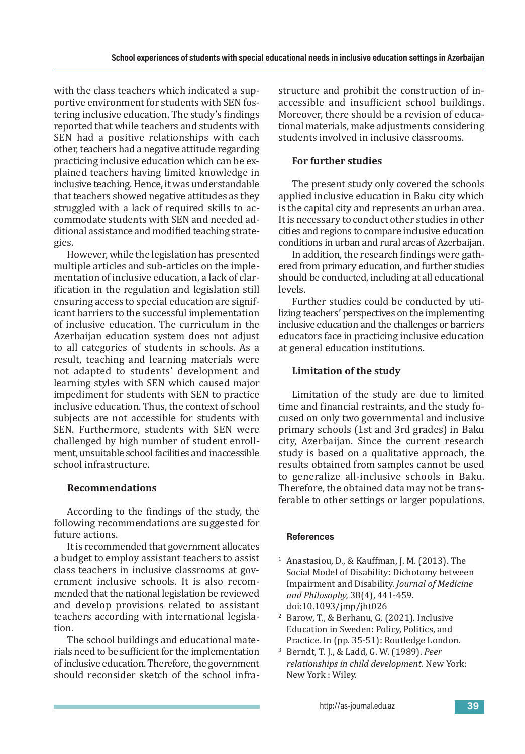with the class teachers which indicated a supportive environment for students with SEN fostering inclusive education. The study's findings reported that while teachers and students with SEN had a positive relationships with each other, teachers had a negative attitude regarding practicing inclusive education which can be explained teachers having limited knowledge in inclusive teaching. Hence, it was understandable that teachers showed negative attitudes as they struggled with a lack of required skills to accommodate students with SEN and needed additional assistance and modified teaching strategies.

However, while the legislation has presented multiple articles and sub-articles on the implementation of inclusive education, a lack of clarification in the regulation and legislation still ensuring access to special education are significant barriers to the successful implementation of inclusive education. The curriculum in the Azerbaijan education system does not adjust to all categories of students in schools. As a result, teaching and learning materials were not adapted to students' development and learning styles with SEN which caused major impediment for students with SEN to practice inclusive education. Thus, the context of school subjects are not accessible for students with SEN. Furthermore, students with SEN were challenged by high number of student enrollment, unsuitable school facilities and inaccessible school infrastructure.

### Recommendations

According to the findings of the study, the following recommendations are suggested for future actions.

It is recommended that government allocates a budget to employ assistant teachers to assist class teachers in inclusive classrooms at government inclusive schools. It is also recommended that the national legislation be reviewed and develop provisions related to assistant teachers according with international legislation.

The school buildings and educational materials need to be sufficient for the implementation of inclusive education. Therefore, the government should reconsider sketch of the school infrastructure and prohibit the construction of inaccessible and insufficient school buildings. Moreover, there should be a revision of educational materials, make adjustments considering students involved in inclusive classrooms.

### For further studies

The present study only covered the schools applied inclusive education in Baku city which is the capital city and represents an urban area. It is necessary to conduct other studies in other cities and regions to compare inclusive education conditions in urban and rural areas of Azerbaijan.

In addition, the research findings were gathered from primary education, and further studies should be conducted, including at all educational levels.

Further studies could be conducted by utilizing teachers' perspectives on the implementing inclusive education and the challenges or barriers educators face in practicing inclusive education at general education institutions.

### Limitation of the study

Limitation of the study are due to limited time and financial restraints, and the study focused on only two governmental and inclusive primary schools (1st and 3rd grades) in Baku city, Azerbaijan. Since the current research study is based on a qualitative approach, the results obtained from samples cannot be used to generalize all-inclusive schools in Baku. Therefore, the obtained data may not be transferable to other settings or larger populations.

### References

1. Anastasiou, D., & Kauffman, J. M. (2013). The Social Model of Disability: Dichotomy between Impairment and Disability. *Journal of Medicine and Philosophy,* 38(4), 441-459. doi:10.1093/jmp/jht026
2. Barow, T., & Berhanu, G. (2021). Inclusive Education in Sweden: Policy, Politics, and Practice. In (pp. 35-51): Routledge London.
3. Berndt, T. J., & Ladd, G. W. (1989). *Peer relationships in child development.* New York: New York : Wiley.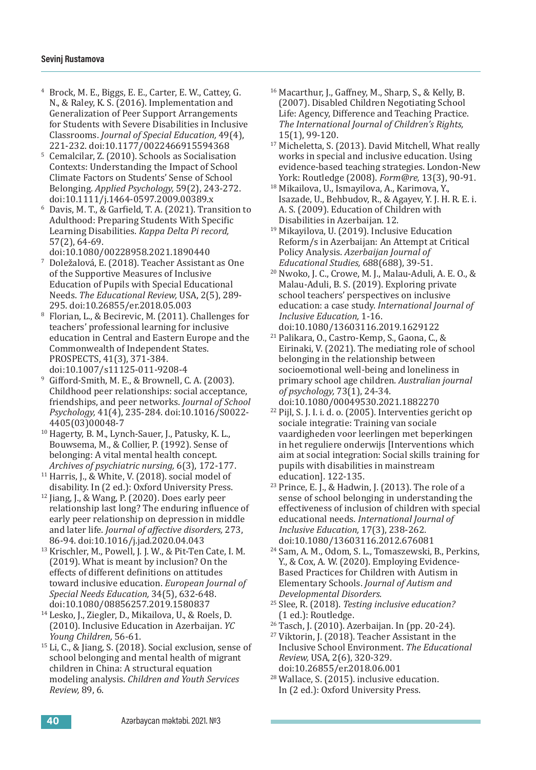[4] Brock, M. E., Biggs, E. E., Carter, E. W., Cattey, G. N., & Raley, K. S. (2016). Implementation and Generalization of Peer Support Arrangements for Students with Severe Disabilities in Inclusive Classrooms. *Journal of Special Education,* 49(4), 221-232. doi:10.1177/0022466915594368

[5] Cemalcilar, Z. (2010). Schools as Socialisation Contexts: Understanding the Impact of School Climate Factors on Students' Sense of School Belonging. *Applied Psychology,* 59(2), 243-272. doi:10.1111/j.1464-0597.2009.00389.x

[6] Davis, M. T., & Garfield, T. A. (2021). Transition to Adulthood: Preparing Students With Specific Learning Disabilities. *Kappa Delta Pi record,* 57(2), 64-69. doi:10.1080/00228958.2021.1890440

[7] Doležalová, E. (2018). Teacher Assistant as One of the Supportive Measures of Inclusive Education of Pupils with Special Educational Needs. *The Educational Review,* USA, 2(5), 289-295. doi:10.26855/er.2018.05.003

[8] Florian, L., & Becirevic, M. (2011). Challenges for teachers' professional learning for inclusive education in Central and Eastern Europe and the Commonwealth of Independent States. PROSPECTS, 41(3), 371-384. doi:10.1007/s11125-011-9208-4

[9] Gifford-Smith, M. E., & Brownell, C. A. (2003). Childhood peer relationships: social acceptance, friendships, and peer networks. *Journal of School Psychology,* 41(4), 235-284. doi:10.1016/S0022-4405(03)00048-7

[10] Hagerty, B. M., Lynch-Sauer, J., Patusky, K. L., Bouwsema, M., & Collier, P. (1992). Sense of belonging: A vital mental health concept. *Archives of psychiatric nursing,* 6(3), 172-177.

[11] Harris, J., & White, V. (2018). social model of disability. In (2 ed.): Oxford University Press.

[12] Jiang, J., & Wang, P. (2020). Does early peer relationship last long? The enduring influence of early peer relationship on depression in middle and later life. *Journal of affective disorders,* 273, 86-94. doi:10.1016/j.jad.2020.04.043

[13] Krischler, M., Powell, J. J. W., & Pit-Ten Cate, I. M. (2019). What is meant by inclusion? On the effects of different definitions on attitudes toward inclusive education. *European Journal of Special Needs Education,* 34(5), 632-648. doi:10.1080/08856257.2019.1580837

[14] Lesko, J., Ziegler, D., Mikailova, U., & Roels, D. (2010). Inclusive Education in Azerbaijan. *YC Young Children,* 56-61.

[15] Li, C., & Jiang, S. (2018). Social exclusion, sense of school belonging and mental health of migrant children in China: A structural equation modeling analysis. *Children and Youth Services Review,* 89, 6.

[16] Macarthur, J., Gaffney, M., Sharp, S., & Kelly, B. (2007). Disabled Children Negotiating School Life: Agency, Difference and Teaching Practice. *The International Journal of Children's Rights,* 15(1), 99-120.

[17] Micheletta, S. (2013). David Mitchell, What really works in special and inclusive education. Using evidence-based teaching strategies. London-New York: Routledge (2008). *Form@re,* 13(3), 90-91.

[18] Mikailova, U., Ismayilova, A., Karimova, Y., Isazade, U., Behbudov, R., & Agayev, Y. J. H. R. E. i. A. S. (2009). Education of Children with Disabilities in Azerbaijan. 12.

[19] Mikayilova, U. (2019). Inclusive Education Reform/s in Azerbaijan: An Attempt at Critical Policy Analysis. *Azerbaijan Journal of Educational Studies,* 688(688), 39-51.

[20] Nwoko, J. C., Crowe, M. J., Malau-Aduli, A. E. O., & Malau-Aduli, B. S. (2019). Exploring private school teachers' perspectives on inclusive education: a case study. *International Journal of Inclusive Education,* 1-16. doi:10.1080/13603116.2019.1629122

[21] Palikara, O., Castro-Kemp, S., Gaona, C., & Eirinaki, V. (2021). The mediating role of school belonging in the relationship between socioemotional well-being and loneliness in primary school age children. *Australian journal of psychology,* 73(1), 24-34. doi:10.1080/00049530.2021.1882270

[22] Pijl, S. J. I. i. d. o. (2005). Interventies gericht op sociale integratie: Training van sociale vaardigheden voor leerlingen met beperkingen in het reguliere onderwijs [Interventions which aim at social integration: Social skills training for pupils with disabilities in mainstream education]. 122-135.

[23] Prince, E. J., & Hadwin, J. (2013). The role of a sense of school belonging in understanding the effectiveness of inclusion of children with special educational needs. *International Journal of Inclusive Education,* 17(3), 238-262. doi:10.1080/13603116.2012.676081

[24] Sam, A. M., Odom, S. L., Tomaszewski, B., Perkins, Y., & Cox, A. W. (2020). Employing Evidence-Based Practices for Children with Autism in Elementary Schools. *Journal of Autism and Developmental Disorders.*

[25] Slee, R. (2018). *Testing inclusive education?* (1 ed.): Routledge.

[26] Tasch, J. (2010). Azerbaijan. In (pp. 20-24).

[27] Viktorin, J. (2018). Teacher Assistant in the Inclusive School Environment. *The Educational Review,* USA, 2(6), 320-329. doi:10.26855/er.2018.06.001

[28] Wallace, S. (2015). inclusive education. In (2 ed.): Oxford University Press.